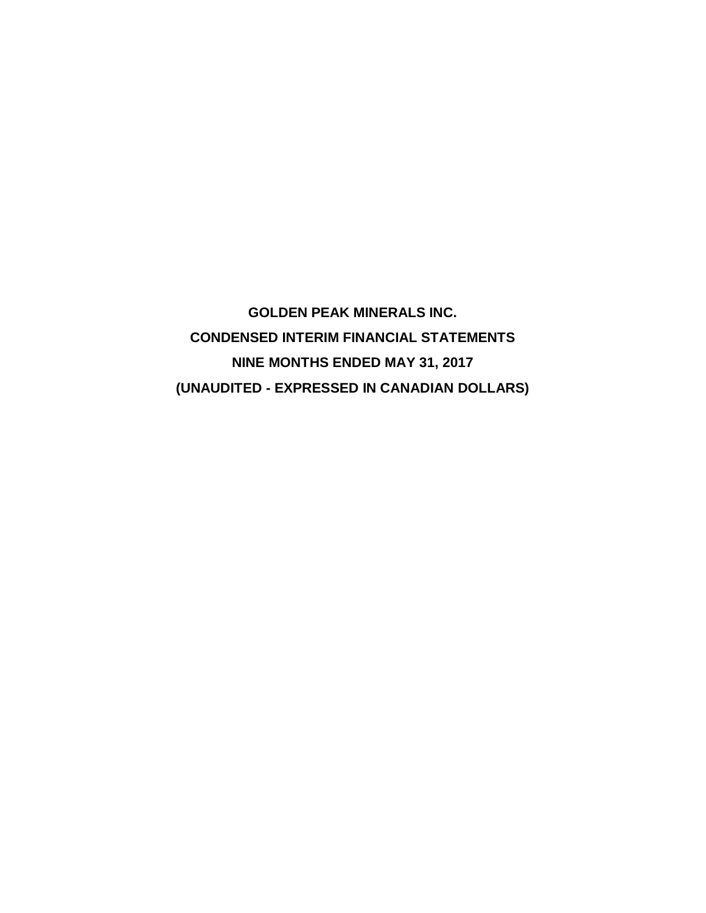# GOLDEN PEAK MINERALS INC.

## CONDENSED INTERIM FINANCIAL STATEMENTS

## NINE MONTHS ENDED MAY 31, 2017

## (UNAUDITED - EXPRESSED IN CANADIAN DOLLARS)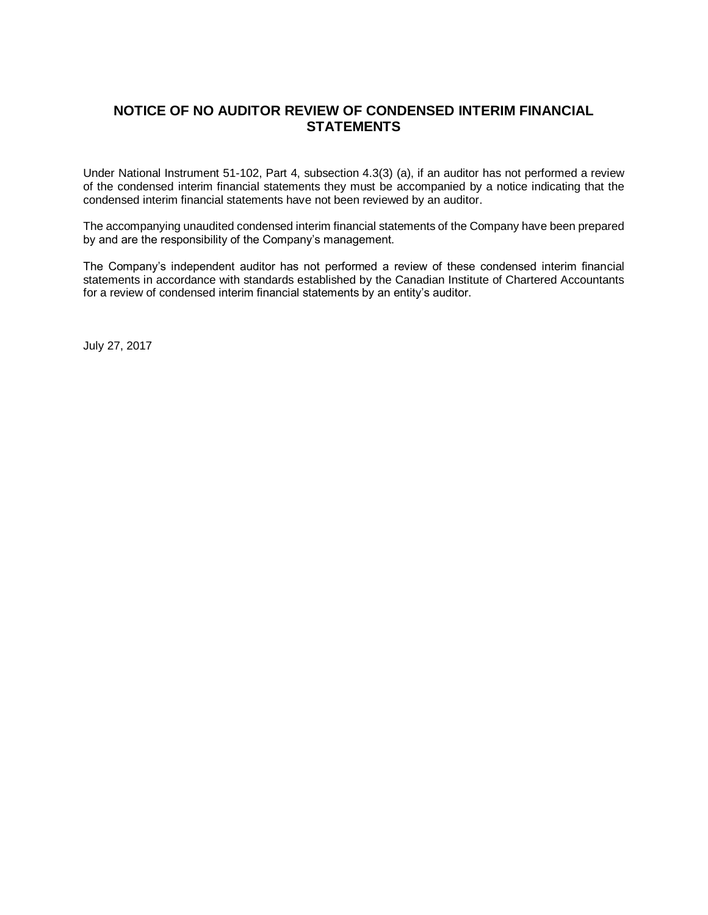# NOTICE OF NO AUDITOR REVIEW OF CONDENSED INTERIM FINANCIAL STATEMENTS

Under National Instrument 51-102, Part 4, subsection 4.3(3) (a), if an auditor has not performed a review of the condensed interim financial statements they must be accompanied by a notice indicating that the condensed interim financial statements have not been reviewed by an auditor.

The accompanying unaudited condensed interim financial statements of the Company have been prepared by and are the responsibility of the Company's management.

The Company's independent auditor has not performed a review of these condensed interim financial statements in accordance with standards established by the Canadian Institute of Chartered Accountants for a review of condensed interim financial statements by an entity's auditor.

July 27, 2017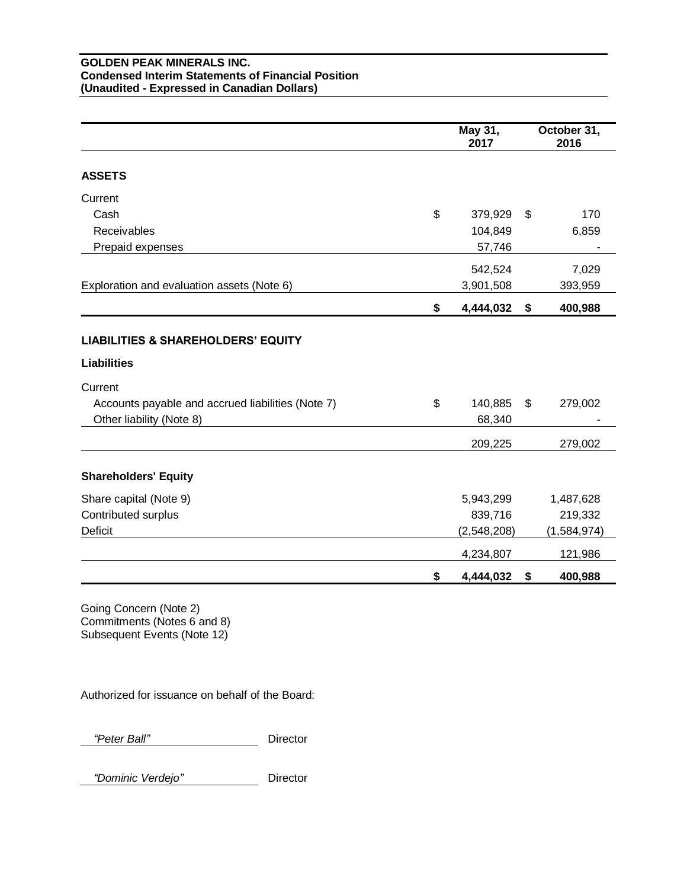**GOLDEN PEAK MINERALS INC.**
**Condensed Interim Statements of Financial Position**
**(Unaudited - Expressed in Canadian Dollars)**

| | May 31, 2017 | October 31, 2016 |
|---|---|---|
| **ASSETS** | | |
| Current | | |
| Cash | $ 379,929 | $ 170 |
| Receivables | 104,849 | 6,859 |
| Prepaid expenses | 57,746 | - |
| | 542,524 | 7,029 |
| Exploration and evaluation assets (Note 6) | 3,901,508 | 393,959 |
| | **$ 4,444,032** | **$ 400,988** |
| **LIABILITIES & SHAREHOLDERS' EQUITY** | | |
| **Liabilities** | | |
| Current | | |
| Accounts payable and accrued liabilities (Note 7) | $ 140,885 | $ 279,002 |
| Other liability (Note 8) | 68,340 | - |
| | 209,225 | 279,002 |
| **Shareholders' Equity** | | |
| Share capital (Note 9) | 5,943,299 | 1,487,628 |
| Contributed surplus | 839,716 | 219,332 |
| Deficit | (2,548,208) | (1,584,974) |
| | 4,234,807 | 121,986 |
| | **$ 4,444,032** | **$ 400,988** |

Going Concern (Note 2)
Commitments (Notes 6 and 8)
Subsequent Events (Note 12)

Authorized for issuance on behalf of the Board:

*"Peter Ball"* Director

*"Dominic Verdejo"* Director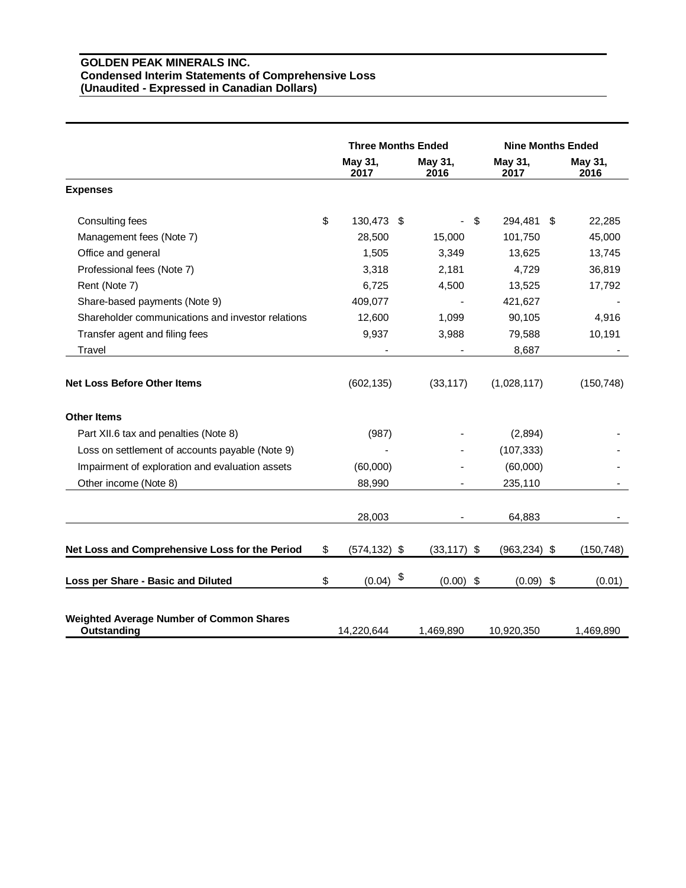**GOLDEN PEAK MINERALS INC.**
**Condensed Interim Statements of Comprehensive Loss**
**(Unaudited - Expressed in Canadian Dollars)**

| | Three Months Ended | | Nine Months Ended | |
|---|---|---|---|---|
| | May 31, 2017 | May 31, 2016 | May 31, 2017 | May 31, 2016 |
| **Expenses** | | | | |
| Consulting fees | $ 130,473 | $ - | $ 294,481 | $ 22,285 |
| Management fees (Note 7) | 28,500 | 15,000 | 101,750 | 45,000 |
| Office and general | 1,505 | 3,349 | 13,625 | 13,745 |
| Professional fees (Note 7) | 3,318 | 2,181 | 4,729 | 36,819 |
| Rent (Note 7) | 6,725 | 4,500 | 13,525 | 17,792 |
| Share-based payments (Note 9) | 409,077 | - | 421,627 | - |
| Shareholder communications and investor relations | 12,600 | 1,099 | 90,105 | 4,916 |
| Transfer agent and filing fees | 9,937 | 3,988 | 79,588 | 10,191 |
| Travel | - | - | 8,687 | - |
| **Net Loss Before Other Items** | (602,135) | (33,117) | (1,028,117) | (150,748) |
| **Other Items** | | | | |
| Part XII.6 tax and penalties (Note 8) | (987) | - | (2,894) | - |
| Loss on settlement of accounts payable (Note 9) | - | - | (107,333) | - |
| Impairment of exploration and evaluation assets | (60,000) | - | (60,000) | - |
| Other income (Note 8) | 88,990 | - | 235,110 | - |
| | 28,003 | - | 64,883 | - |
| **Net Loss and Comprehensive Loss for the Period** | $ (574,132) | $ (33,117) | $ (963,234) | $ (150,748) |
| **Loss per Share - Basic and Diluted** | $ (0.04) | $ (0.00) | $ (0.09) | $ (0.01) |
| **Weighted Average Number of Common Shares Outstanding** | 14,220,644 | 1,469,890 | 10,920,350 | 1,469,890 |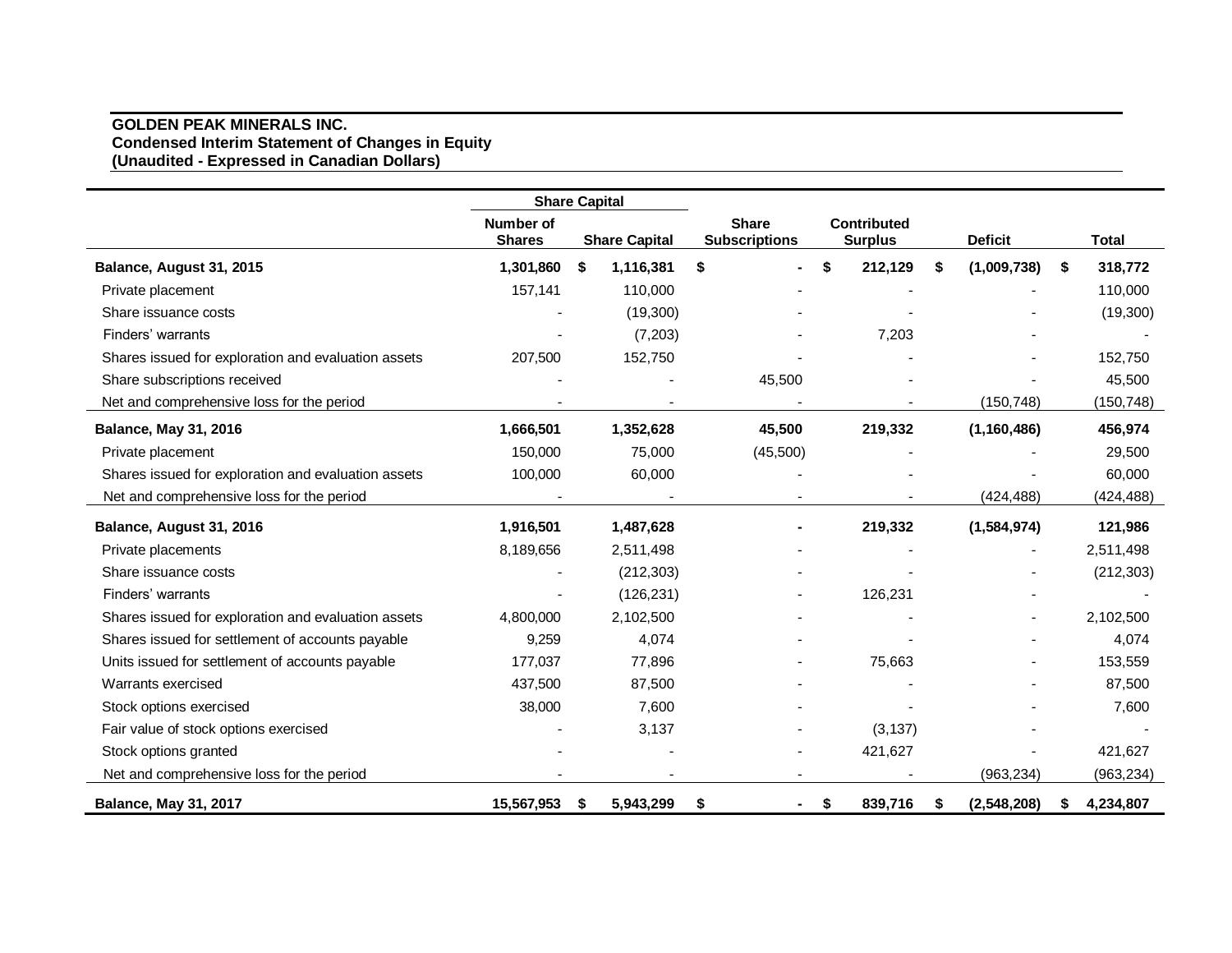**GOLDEN PEAK MINERALS INC.**
**Condensed Interim Statement of Changes in Equity**
**(Unaudited - Expressed in Canadian Dollars)**

| | Share Capital | | | | | |
|---|---|---|---|---|---|---|
| | Number of Shares | Share Capital | Share Subscriptions | Contributed Surplus | Deficit | Total |
| **Balance, August 31, 2015** | **1,301,860** | **$ 1,116,381** | **$ -** | **$ 212,129** | **$ (1,009,738)** | **$ 318,772** |
| Private placement | 157,141 | 110,000 | - | - | - | 110,000 |
| Share issuance costs | - | (19,300) | - | - | - | (19,300) |
| Finders' warrants | - | (7,203) | - | 7,203 | - | - |
| Shares issued for exploration and evaluation assets | 207,500 | 152,750 | - | - | - | 152,750 |
| Share subscriptions received | - | - | 45,500 | - | - | 45,500 |
| Net and comprehensive loss for the period | - | - | - | - | (150,748) | (150,748) |
| **Balance, May 31, 2016** | **1,666,501** | **1,352,628** | **45,500** | **219,332** | **(1,160,486)** | **456,974** |
| Private placement | 150,000 | 75,000 | (45,500) | - | - | 29,500 |
| Shares issued for exploration and evaluation assets | 100,000 | 60,000 | - | - | - | 60,000 |
| Net and comprehensive loss for the period | - | - | - | - | (424,488) | (424,488) |
| **Balance, August 31, 2016** | **1,916,501** | **1,487,628** | **-** | **219,332** | **(1,584,974)** | **121,986** |
| Private placements | 8,189,656 | 2,511,498 | - | - | - | 2,511,498 |
| Share issuance costs | - | (212,303) | - | - | - | (212,303) |
| Finders' warrants | - | (126,231) | - | 126,231 | - | - |
| Shares issued for exploration and evaluation assets | 4,800,000 | 2,102,500 | - | - | - | 2,102,500 |
| Shares issued for settlement of accounts payable | 9,259 | 4,074 | - | - | - | 4,074 |
| Units issued for settlement of accounts payable | 177,037 | 77,896 | - | 75,663 | - | 153,559 |
| Warrants exercised | 437,500 | 87,500 | - | - | - | 87,500 |
| Stock options exercised | 38,000 | 7,600 | - | - | - | 7,600 |
| Fair value of stock options exercised | - | 3,137 | - | (3,137) | - | - |
| Stock options granted | - | - | - | 421,627 | - | 421,627 |
| Net and comprehensive loss for the period | - | - | - | - | (963,234) | (963,234) |
| **Balance, May 31, 2017** | **15,567,953** | **$ 5,943,299** | **$ -** | **$ 839,716** | **$ (2,548,208)** | **$ 4,234,807** |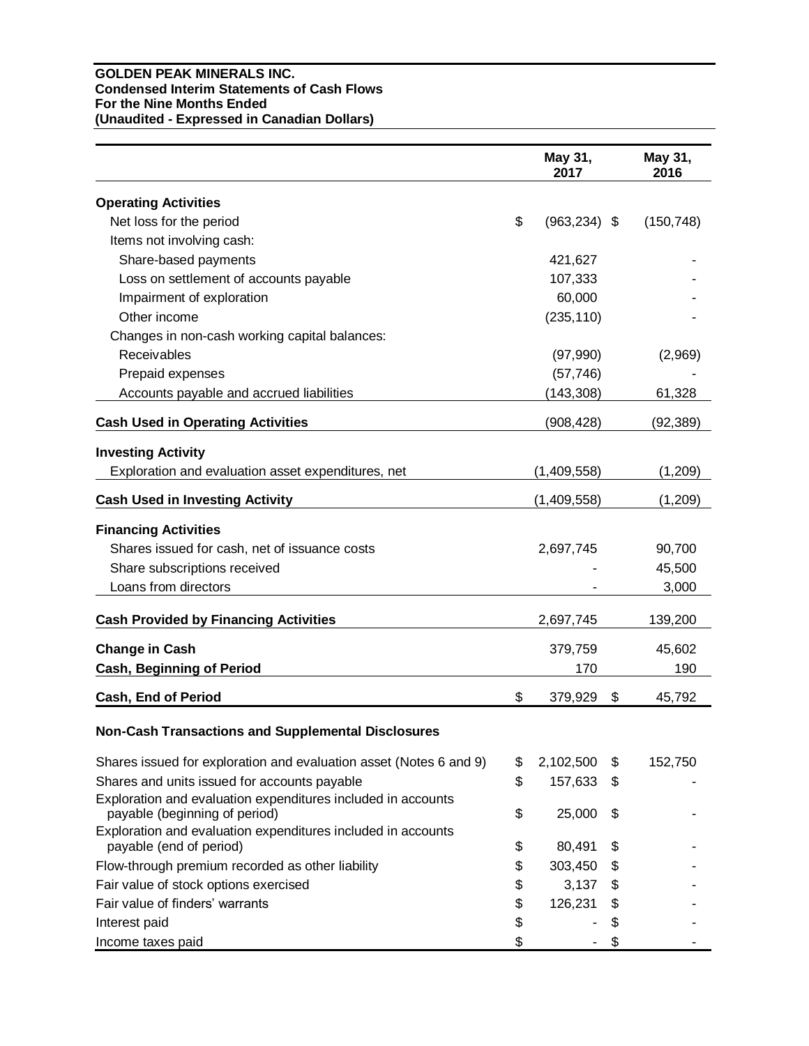**GOLDEN PEAK MINERALS INC.**
**Condensed Interim Statements of Cash Flows**
**For the Nine Months Ended**
**(Unaudited - Expressed in Canadian Dollars)**

| | May 31, 2017 | May 31, 2016 |
|---|---|---|
| **Operating Activities** | | |
| Net loss for the period | $ (963,234) | $ (150,748) |
| Items not involving cash: | | |
| Share-based payments | 421,627 | - |
| Loss on settlement of accounts payable | 107,333 | - |
| Impairment of exploration | 60,000 | - |
| Other income | (235,110) | - |
| Changes in non-cash working capital balances: | | |
| Receivables | (97,990) | (2,969) |
| Prepaid expenses | (57,746) | - |
| Accounts payable and accrued liabilities | (143,308) | 61,328 |
| **Cash Used in Operating Activities** | (908,428) | (92,389) |
| **Investing Activity** | | |
| Exploration and evaluation asset expenditures, net | (1,409,558) | (1,209) |
| **Cash Used in Investing Activity** | (1,409,558) | (1,209) |
| **Financing Activities** | | |
| Shares issued for cash, net of issuance costs | 2,697,745 | 90,700 |
| Share subscriptions received | - | 45,500 |
| Loans from directors | - | 3,000 |
| **Cash Provided by Financing Activities** | 2,697,745 | 139,200 |
| **Change in Cash** | 379,759 | 45,602 |
| **Cash, Beginning of Period** | 170 | 190 |
| **Cash, End of Period** | $ 379,929 | $ 45,792 |
| **Non-Cash Transactions and Supplemental Disclosures** | | |
| Shares issued for exploration and evaluation asset (Notes 6 and 9) | $ 2,102,500 | $ 152,750 |
| Shares and units issued for accounts payable | $ 157,633 | $ - |
| Exploration and evaluation expenditures included in accounts payable (beginning of period) | $ 25,000 | $ - |
| Exploration and evaluation expenditures included in accounts payable (end of period) | $ 80,491 | $ - |
| Flow-through premium recorded as other liability | $ 303,450 | $ - |
| Fair value of stock options exercised | $ 3,137 | $ - |
| Fair value of finders' warrants | $ 126,231 | $ - |
| Interest paid | $ - | $ - |
| Income taxes paid | $ - | $ - |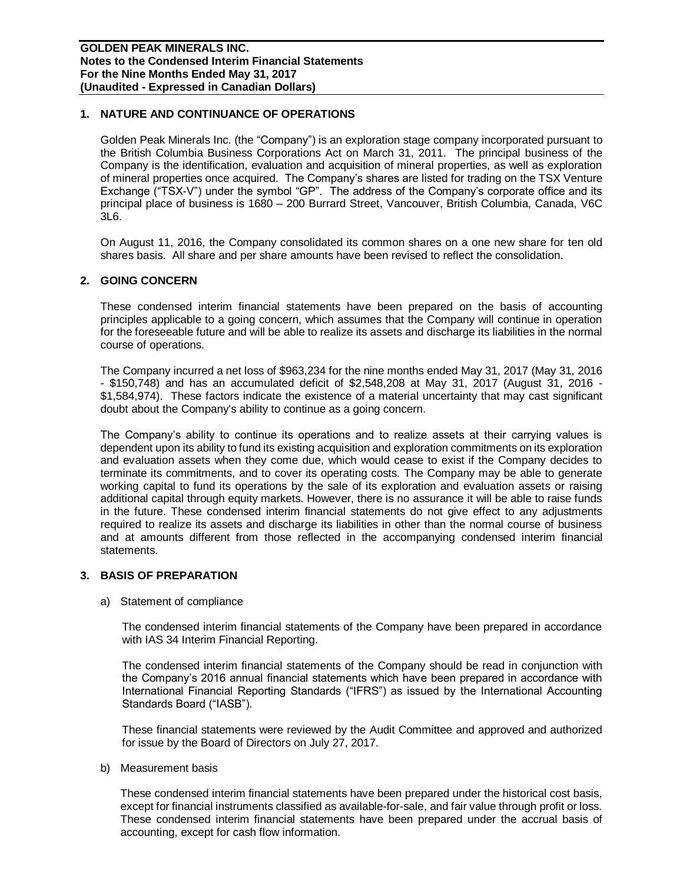## 1. NATURE AND CONTINUANCE OF OPERATIONS

Golden Peak Minerals Inc. (the "Company") is an exploration stage company incorporated pursuant to the British Columbia Business Corporations Act on March 31, 2011. The principal business of the Company is the identification, evaluation and acquisition of mineral properties, as well as exploration of mineral properties once acquired. The Company's shares are listed for trading on the TSX Venture Exchange ("TSX-V") under the symbol "GP". The address of the Company's corporate office and its principal place of business is 1680 – 200 Burrard Street, Vancouver, British Columbia, Canada, V6C 3L6.

On August 11, 2016, the Company consolidated its common shares on a one new share for ten old shares basis. All share and per share amounts have been revised to reflect the consolidation.

## 2. GOING CONCERN

These condensed interim financial statements have been prepared on the basis of accounting principles applicable to a going concern, which assumes that the Company will continue in operation for the foreseeable future and will be able to realize its assets and discharge its liabilities in the normal course of operations.

The Company incurred a net loss of $963,234 for the nine months ended May 31, 2017 (May 31, 2016 - $150,748) and has an accumulated deficit of $2,548,208 at May 31, 2017 (August 31, 2016 - $1,584,974). These factors indicate the existence of a material uncertainty that may cast significant doubt about the Company's ability to continue as a going concern.

The Company's ability to continue its operations and to realize assets at their carrying values is dependent upon its ability to fund its existing acquisition and exploration commitments on its exploration and evaluation assets when they come due, which would cease to exist if the Company decides to terminate its commitments, and to cover its operating costs. The Company may be able to generate working capital to fund its operations by the sale of its exploration and evaluation assets or raising additional capital through equity markets. However, there is no assurance it will be able to raise funds in the future. These condensed interim financial statements do not give effect to any adjustments required to realize its assets and discharge its liabilities in other than the normal course of business and at amounts different from those reflected in the accompanying condensed interim financial statements.

## 3. BASIS OF PREPARATION

a) Statement of compliance

The condensed interim financial statements of the Company have been prepared in accordance with IAS 34 Interim Financial Reporting.

The condensed interim financial statements of the Company should be read in conjunction with the Company's 2016 annual financial statements which have been prepared in accordance with International Financial Reporting Standards ("IFRS") as issued by the International Accounting Standards Board ("IASB").

These financial statements were reviewed by the Audit Committee and approved and authorized for issue by the Board of Directors on July 27, 2017.

b) Measurement basis

These condensed interim financial statements have been prepared under the historical cost basis, except for financial instruments classified as available-for-sale, and fair value through profit or loss. These condensed interim financial statements have been prepared under the accrual basis of accounting, except for cash flow information.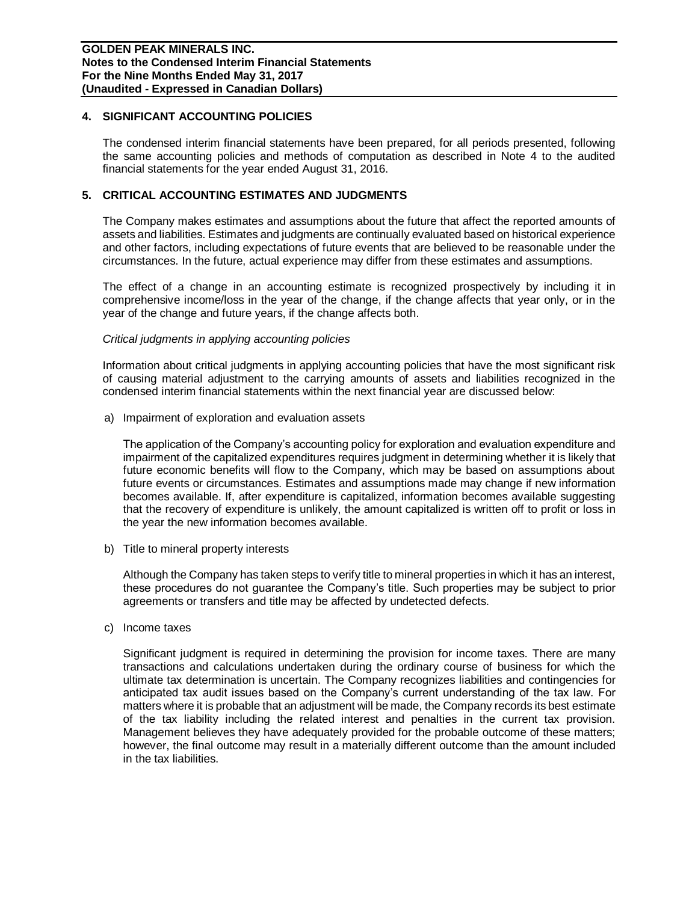## 4. SIGNIFICANT ACCOUNTING POLICIES

The condensed interim financial statements have been prepared, for all periods presented, following the same accounting policies and methods of computation as described in Note 4 to the audited financial statements for the year ended August 31, 2016.

## 5. CRITICAL ACCOUNTING ESTIMATES AND JUDGMENTS

The Company makes estimates and assumptions about the future that affect the reported amounts of assets and liabilities. Estimates and judgments are continually evaluated based on historical experience and other factors, including expectations of future events that are believed to be reasonable under the circumstances. In the future, actual experience may differ from these estimates and assumptions.

The effect of a change in an accounting estimate is recognized prospectively by including it in comprehensive income/loss in the year of the change, if the change affects that year only, or in the year of the change and future years, if the change affects both.

*Critical judgments in applying accounting policies*

Information about critical judgments in applying accounting policies that have the most significant risk of causing material adjustment to the carrying amounts of assets and liabilities recognized in the condensed interim financial statements within the next financial year are discussed below:

a) Impairment of exploration and evaluation assets

   The application of the Company's accounting policy for exploration and evaluation expenditure and impairment of the capitalized expenditures requires judgment in determining whether it is likely that future economic benefits will flow to the Company, which may be based on assumptions about future events or circumstances. Estimates and assumptions made may change if new information becomes available. If, after expenditure is capitalized, information becomes available suggesting that the recovery of expenditure is unlikely, the amount capitalized is written off to profit or loss in the year the new information becomes available.

b) Title to mineral property interests

   Although the Company has taken steps to verify title to mineral properties in which it has an interest, these procedures do not guarantee the Company's title. Such properties may be subject to prior agreements or transfers and title may be affected by undetected defects.

c) Income taxes

   Significant judgment is required in determining the provision for income taxes. There are many transactions and calculations undertaken during the ordinary course of business for which the ultimate tax determination is uncertain. The Company recognizes liabilities and contingencies for anticipated tax audit issues based on the Company's current understanding of the tax law. For matters where it is probable that an adjustment will be made, the Company records its best estimate of the tax liability including the related interest and penalties in the current tax provision. Management believes they have adequately provided for the probable outcome of these matters; however, the final outcome may result in a materially different outcome than the amount included in the tax liabilities.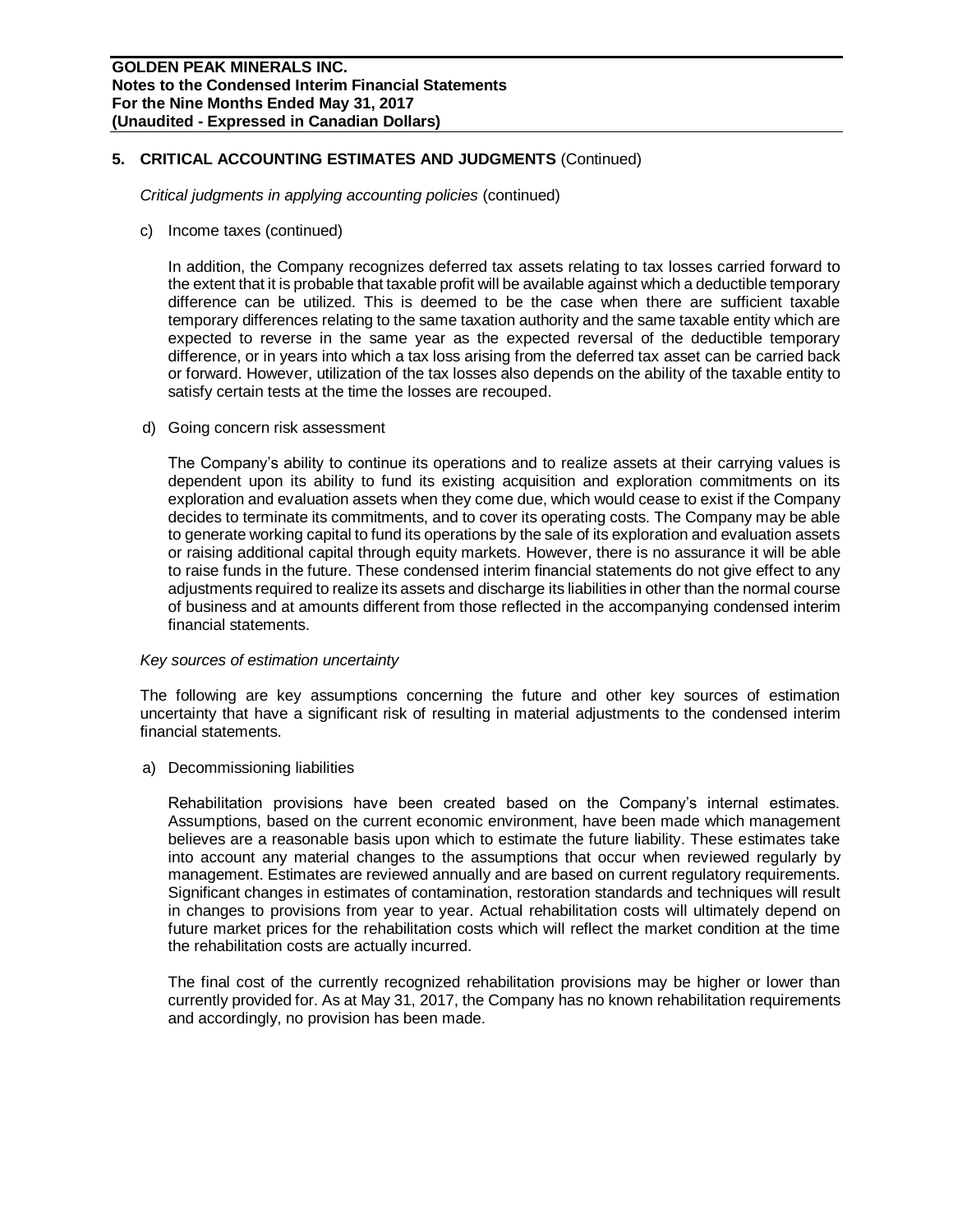## 5. CRITICAL ACCOUNTING ESTIMATES AND JUDGMENTS (Continued)

*Critical judgments in applying accounting policies* (continued)

c) Income taxes (continued)

In addition, the Company recognizes deferred tax assets relating to tax losses carried forward to the extent that it is probable that taxable profit will be available against which a deductible temporary difference can be utilized. This is deemed to be the case when there are sufficient taxable temporary differences relating to the same taxation authority and the same taxable entity which are expected to reverse in the same year as the expected reversal of the deductible temporary difference, or in years into which a tax loss arising from the deferred tax asset can be carried back or forward. However, utilization of the tax losses also depends on the ability of the taxable entity to satisfy certain tests at the time the losses are recouped.

d) Going concern risk assessment

The Company's ability to continue its operations and to realize assets at their carrying values is dependent upon its ability to fund its existing acquisition and exploration commitments on its exploration and evaluation assets when they come due, which would cease to exist if the Company decides to terminate its commitments, and to cover its operating costs. The Company may be able to generate working capital to fund its operations by the sale of its exploration and evaluation assets or raising additional capital through equity markets. However, there is no assurance it will be able to raise funds in the future. These condensed interim financial statements do not give effect to any adjustments required to realize its assets and discharge its liabilities in other than the normal course of business and at amounts different from those reflected in the accompanying condensed interim financial statements.

*Key sources of estimation uncertainty*

The following are key assumptions concerning the future and other key sources of estimation uncertainty that have a significant risk of resulting in material adjustments to the condensed interim financial statements.

a) Decommissioning liabilities

Rehabilitation provisions have been created based on the Company's internal estimates. Assumptions, based on the current economic environment, have been made which management believes are a reasonable basis upon which to estimate the future liability. These estimates take into account any material changes to the assumptions that occur when reviewed regularly by management. Estimates are reviewed annually and are based on current regulatory requirements. Significant changes in estimates of contamination, restoration standards and techniques will result in changes to provisions from year to year. Actual rehabilitation costs will ultimately depend on future market prices for the rehabilitation costs which will reflect the market condition at the time the rehabilitation costs are actually incurred.

The final cost of the currently recognized rehabilitation provisions may be higher or lower than currently provided for. As at May 31, 2017, the Company has no known rehabilitation requirements and accordingly, no provision has been made.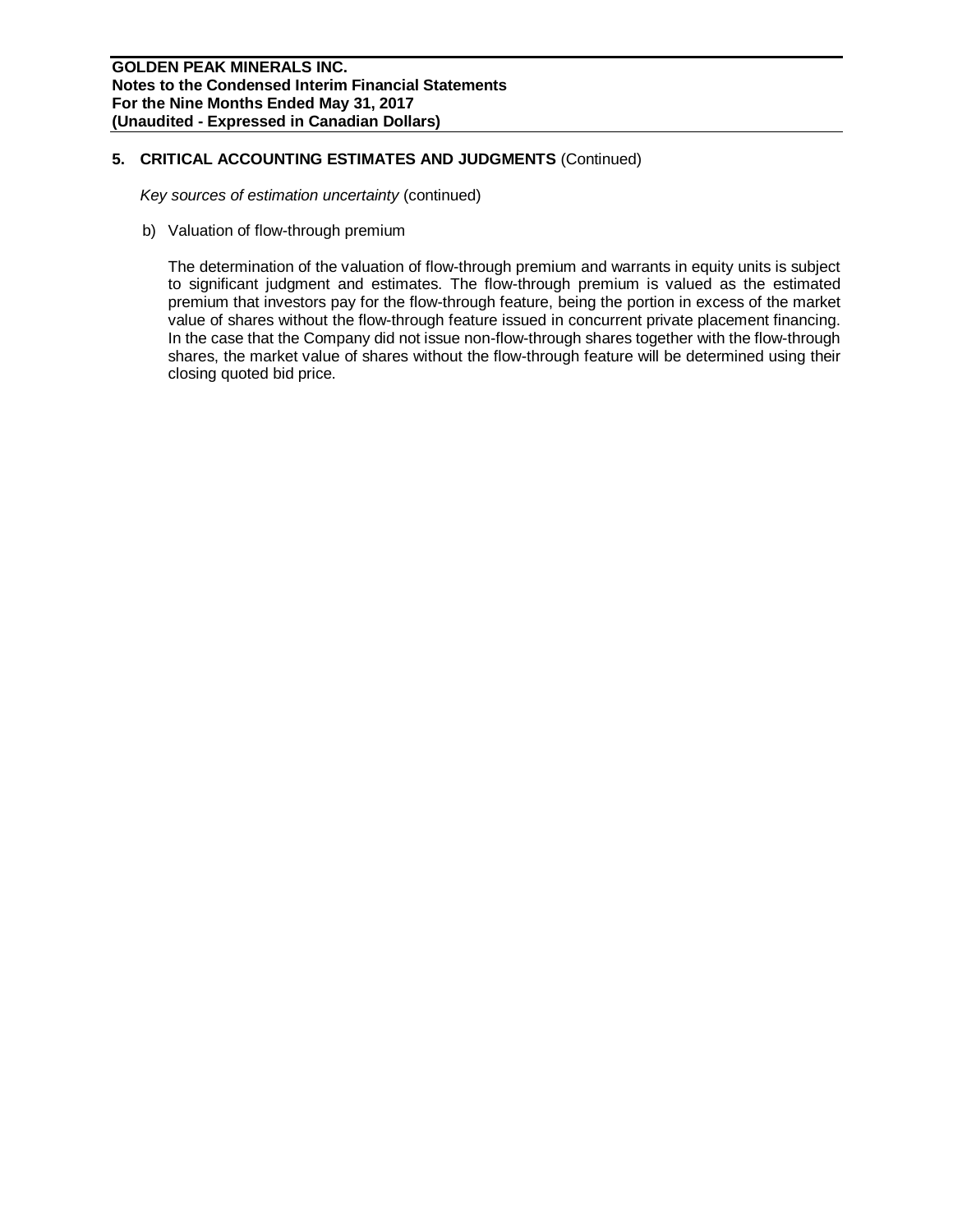## 5. CRITICAL ACCOUNTING ESTIMATES AND JUDGMENTS (Continued)

*Key sources of estimation uncertainty* (continued)

b) Valuation of flow-through premium

The determination of the valuation of flow-through premium and warrants in equity units is subject to significant judgment and estimates. The flow-through premium is valued as the estimated premium that investors pay for the flow-through feature, being the portion in excess of the market value of shares without the flow-through feature issued in concurrent private placement financing. In the case that the Company did not issue non-flow-through shares together with the flow-through shares, the market value of shares without the flow-through feature will be determined using their closing quoted bid price.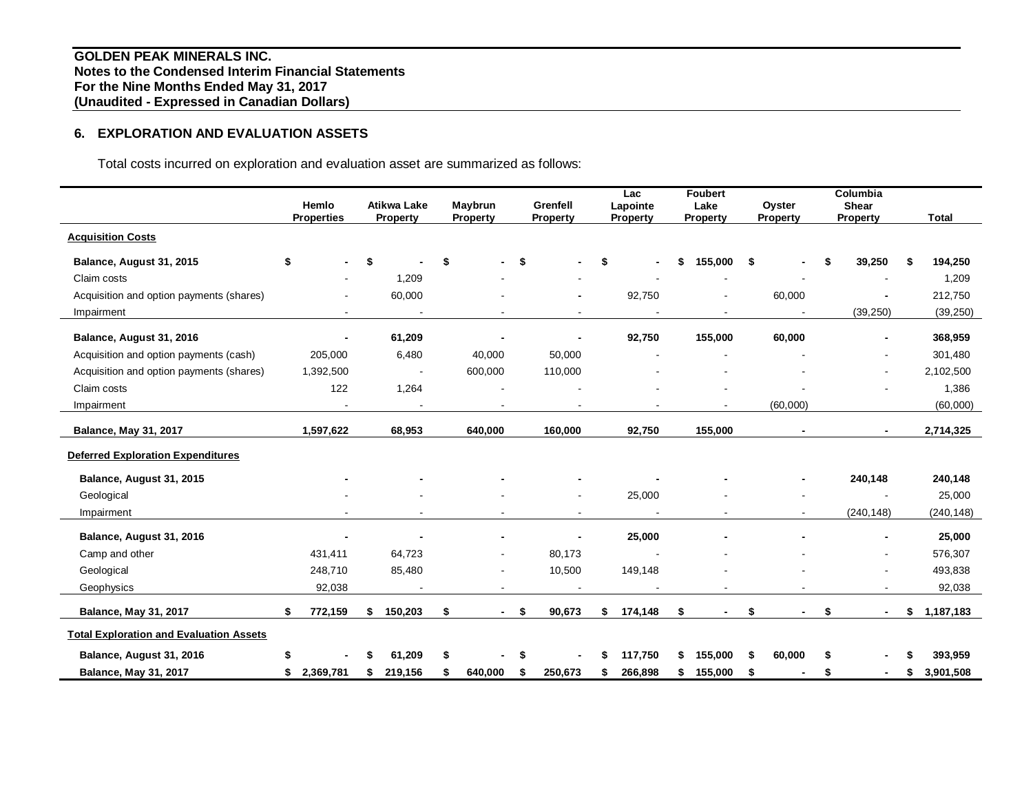**GOLDEN PEAK MINERALS INC.**
**Notes to the Condensed Interim Financial Statements**
**For the Nine Months Ended May 31, 2017**
**(Unaudited - Expressed in Canadian Dollars)**

## 6. EXPLORATION AND EVALUATION ASSETS

Total costs incurred on exploration and evaluation asset are summarized as follows:

| | Hemlo Properties | Atikwa Lake Property | Maybrun Property | Grenfell Property | Lac Lapointe Property | Foubert Lake Property | Oyster Property | Columbia Shear Property | Total |
|---|---|---|---|---|---|---|---|---|---|
| **Acquisition Costs** | | | | | | | | | |
| **Balance, August 31, 2015** | **$ -** | **$ -** | **$ -** | **$ -** | **$ -** | **$ 155,000** | **$ -** | **$ 39,250** | **$ 194,250** |
| Claim costs | - | 1,209 | - | - | - | - | - | - | 1,209 |
| Acquisition and option payments (shares) | - | 60,000 | - | - | 92,750 | - | 60,000 | - | 212,750 |
| Impairment | - | - | - | - | - | - | - | (39,250) | (39,250) |
| **Balance, August 31, 2016** | **-** | **61,209** | **-** | **-** | **92,750** | **155,000** | **60,000** | **-** | **368,959** |
| Acquisition and option payments (cash) | 205,000 | 6,480 | 40,000 | 50,000 | - | - | - | - | 301,480 |
| Acquisition and option payments (shares) | 1,392,500 | - | 600,000 | 110,000 | - | - | - | - | 2,102,500 |
| Claim costs | 122 | 1,264 | - | - | - | - | - | - | 1,386 |
| Impairment | - | - | - | - | - | - | (60,000) | | (60,000) |
| **Balance, May 31, 2017** | **1,597,622** | **68,953** | **640,000** | **160,000** | **92,750** | **155,000** | **-** | **-** | **2,714,325** |
| **Deferred Exploration Expenditures** | | | | | | | | | |
| **Balance, August 31, 2015** | **-** | **-** | **-** | **-** | **-** | **-** | **-** | **240,148** | **240,148** |
| Geological | - | - | - | - | 25,000 | - | - | - | 25,000 |
| Impairment | - | - | - | - | - | - | - | (240,148) | (240,148) |
| **Balance, August 31, 2016** | **-** | **-** | **-** | **-** | **25,000** | **-** | **-** | **-** | **25,000** |
| Camp and other | 431,411 | 64,723 | - | 80,173 | - | - | - | - | 576,307 |
| Geological | 248,710 | 85,480 | - | 10,500 | 149,148 | - | - | - | 493,838 |
| Geophysics | 92,038 | - | - | - | - | - | - | - | 92,038 |
| **Balance, May 31, 2017** | **$ 772,159** | **$ 150,203** | **$ -** | **$ 90,673** | **$ 174,148** | **$ -** | **$ -** | **$ -** | **$ 1,187,183** |
| **Total Exploration and Evaluation Assets** | | | | | | | | | |
| **Balance, August 31, 2016** | **$ -** | **$ 61,209** | **$ -** | **$ -** | **$ 117,750** | **$ 155,000** | **$ 60,000** | **$ -** | **$ 393,959** |
| **Balance, May 31, 2017** | **$ 2,369,781** | **$ 219,156** | **$ 640,000** | **$ 250,673** | **$ 266,898** | **$ 155,000** | **$ -** | **$ -** | **$ 3,901,508** |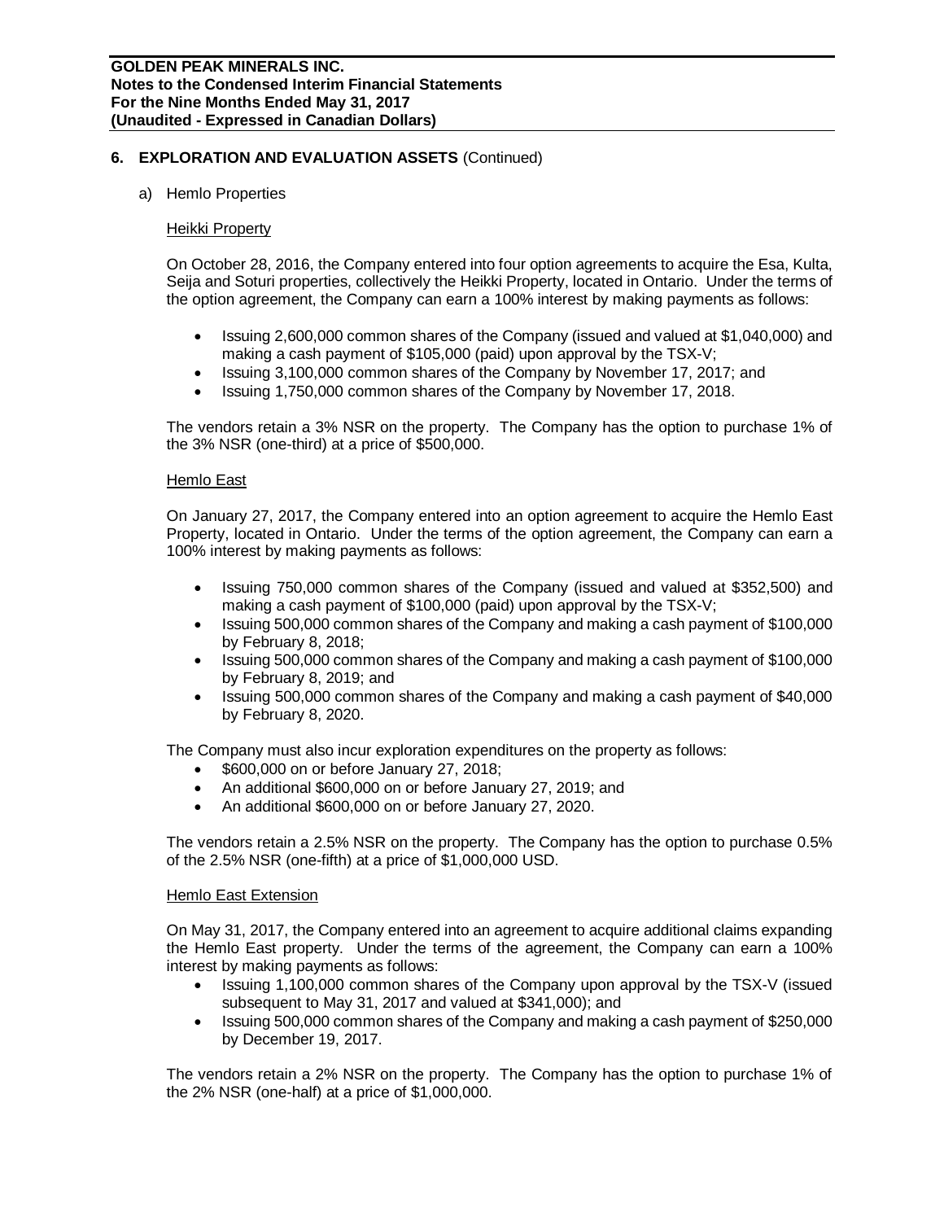## 6. EXPLORATION AND EVALUATION ASSETS (Continued)

a) Hemlo Properties

Heikki Property

On October 28, 2016, the Company entered into four option agreements to acquire the Esa, Kulta, Seija and Soturi properties, collectively the Heikki Property, located in Ontario. Under the terms of the option agreement, the Company can earn a 100% interest by making payments as follows:

- Issuing 2,600,000 common shares of the Company (issued and valued at $1,040,000) and making a cash payment of $105,000 (paid) upon approval by the TSX-V;
- Issuing 3,100,000 common shares of the Company by November 17, 2017; and
- Issuing 1,750,000 common shares of the Company by November 17, 2018.

The vendors retain a 3% NSR on the property. The Company has the option to purchase 1% of the 3% NSR (one-third) at a price of $500,000.

Hemlo East

On January 27, 2017, the Company entered into an option agreement to acquire the Hemlo East Property, located in Ontario. Under the terms of the option agreement, the Company can earn a 100% interest by making payments as follows:

- Issuing 750,000 common shares of the Company (issued and valued at $352,500) and making a cash payment of $100,000 (paid) upon approval by the TSX-V;
- Issuing 500,000 common shares of the Company and making a cash payment of $100,000 by February 8, 2018;
- Issuing 500,000 common shares of the Company and making a cash payment of $100,000 by February 8, 2019; and
- Issuing 500,000 common shares of the Company and making a cash payment of $40,000 by February 8, 2020.

The Company must also incur exploration expenditures on the property as follows:

- $600,000 on or before January 27, 2018;
- An additional $600,000 on or before January 27, 2019; and
- An additional $600,000 on or before January 27, 2020.

The vendors retain a 2.5% NSR on the property. The Company has the option to purchase 0.5% of the 2.5% NSR (one-fifth) at a price of $1,000,000 USD.

Hemlo East Extension

On May 31, 2017, the Company entered into an agreement to acquire additional claims expanding the Hemlo East property. Under the terms of the agreement, the Company can earn a 100% interest by making payments as follows:

- Issuing 1,100,000 common shares of the Company upon approval by the TSX-V (issued subsequent to May 31, 2017 and valued at $341,000); and
- Issuing 500,000 common shares of the Company and making a cash payment of $250,000 by December 19, 2017.

The vendors retain a 2% NSR on the property. The Company has the option to purchase 1% of the 2% NSR (one-half) at a price of $1,000,000.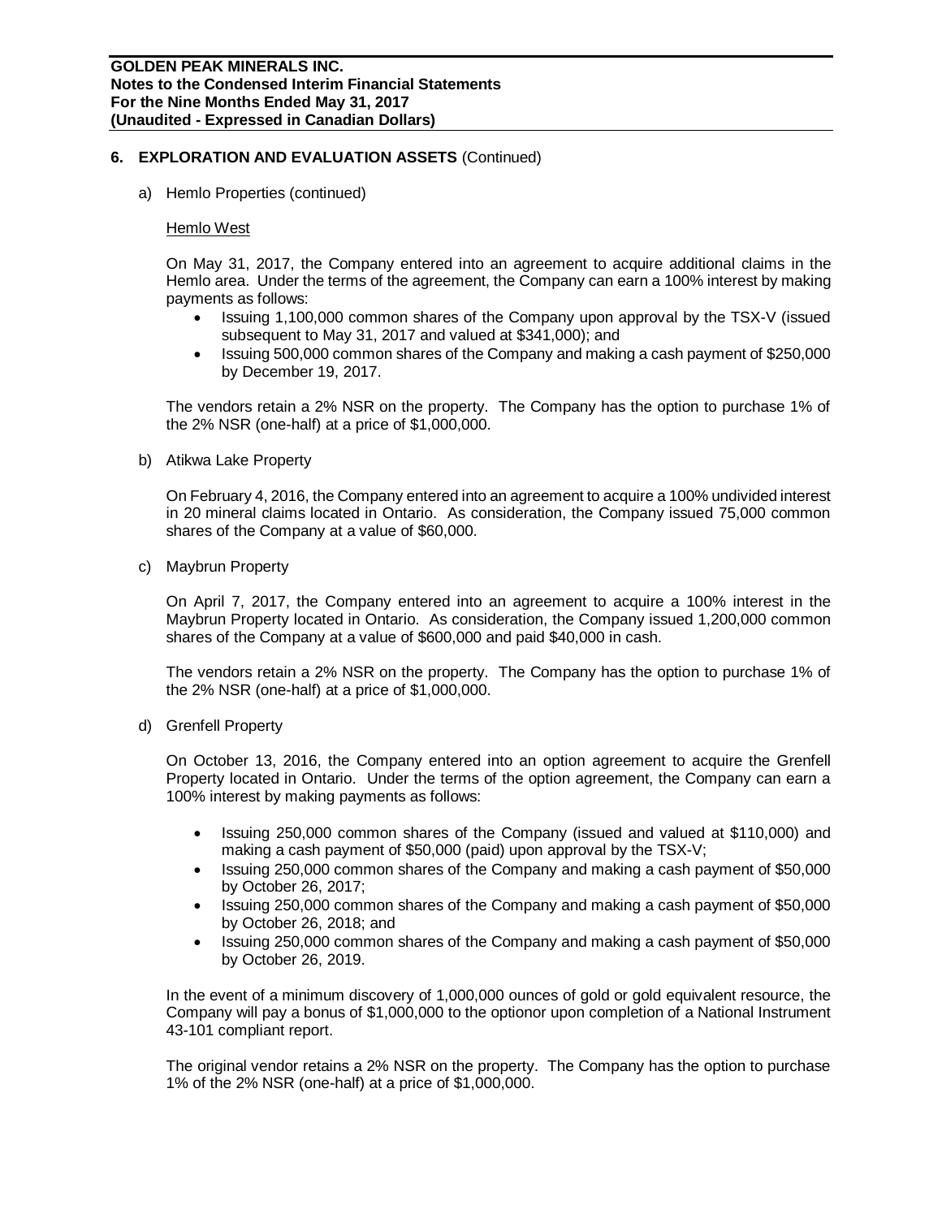## 6. EXPLORATION AND EVALUATION ASSETS (Continued)

a) Hemlo Properties (continued)

Hemlo West

On May 31, 2017, the Company entered into an agreement to acquire additional claims in the Hemlo area. Under the terms of the agreement, the Company can earn a 100% interest by making payments as follows:

- Issuing 1,100,000 common shares of the Company upon approval by the TSX-V (issued subsequent to May 31, 2017 and valued at $341,000); and
- Issuing 500,000 common shares of the Company and making a cash payment of $250,000 by December 19, 2017.

The vendors retain a 2% NSR on the property. The Company has the option to purchase 1% of the 2% NSR (one-half) at a price of $1,000,000.

b) Atikwa Lake Property

On February 4, 2016, the Company entered into an agreement to acquire a 100% undivided interest in 20 mineral claims located in Ontario. As consideration, the Company issued 75,000 common shares of the Company at a value of $60,000.

c) Maybrun Property

On April 7, 2017, the Company entered into an agreement to acquire a 100% interest in the Maybrun Property located in Ontario. As consideration, the Company issued 1,200,000 common shares of the Company at a value of $600,000 and paid $40,000 in cash.

The vendors retain a 2% NSR on the property. The Company has the option to purchase 1% of the 2% NSR (one-half) at a price of $1,000,000.

d) Grenfell Property

On October 13, 2016, the Company entered into an option agreement to acquire the Grenfell Property located in Ontario. Under the terms of the option agreement, the Company can earn a 100% interest by making payments as follows:

- Issuing 250,000 common shares of the Company (issued and valued at $110,000) and making a cash payment of $50,000 (paid) upon approval by the TSX-V;
- Issuing 250,000 common shares of the Company and making a cash payment of $50,000 by October 26, 2017;
- Issuing 250,000 common shares of the Company and making a cash payment of $50,000 by October 26, 2018; and
- Issuing 250,000 common shares of the Company and making a cash payment of $50,000 by October 26, 2019.

In the event of a minimum discovery of 1,000,000 ounces of gold or gold equivalent resource, the Company will pay a bonus of $1,000,000 to the optionor upon completion of a National Instrument 43-101 compliant report.

The original vendor retains a 2% NSR on the property. The Company has the option to purchase 1% of the 2% NSR (one-half) at a price of $1,000,000.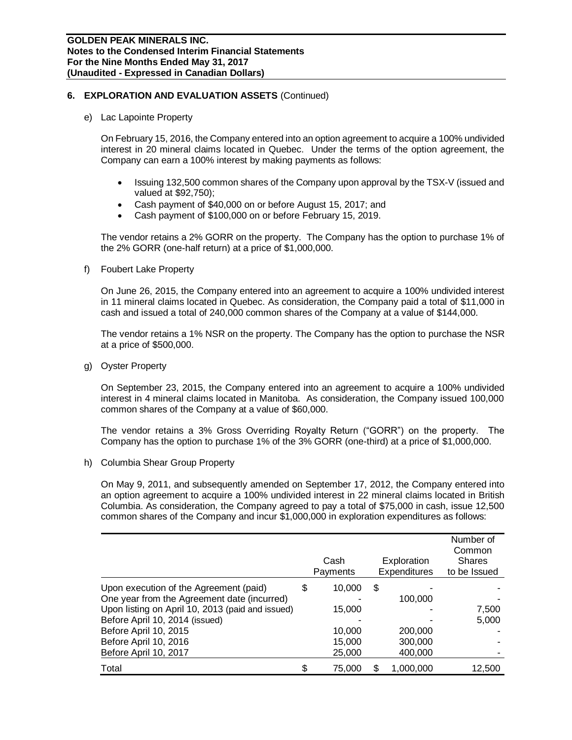## 6. EXPLORATION AND EVALUATION ASSETS (Continued)

e) Lac Lapointe Property

On February 15, 2016, the Company entered into an option agreement to acquire a 100% undivided interest in 20 mineral claims located in Quebec. Under the terms of the option agreement, the Company can earn a 100% interest by making payments as follows:

- Issuing 132,500 common shares of the Company upon approval by the TSX-V (issued and valued at $92,750);
- Cash payment of $40,000 on or before August 15, 2017; and
- Cash payment of $100,000 on or before February 15, 2019.

The vendor retains a 2% GORR on the property. The Company has the option to purchase 1% of the 2% GORR (one-half return) at a price of $1,000,000.

f) Foubert Lake Property

On June 26, 2015, the Company entered into an agreement to acquire a 100% undivided interest in 11 mineral claims located in Quebec. As consideration, the Company paid a total of $11,000 in cash and issued a total of 240,000 common shares of the Company at a value of $144,000.

The vendor retains a 1% NSR on the property. The Company has the option to purchase the NSR at a price of $500,000.

g) Oyster Property

On September 23, 2015, the Company entered into an agreement to acquire a 100% undivided interest in 4 mineral claims located in Manitoba. As consideration, the Company issued 100,000 common shares of the Company at a value of $60,000.

The vendor retains a 3% Gross Overriding Royalty Return ("GORR") on the property. The Company has the option to purchase 1% of the 3% GORR (one-third) at a price of $1,000,000.

h) Columbia Shear Group Property

On May 9, 2011, and subsequently amended on September 17, 2012, the Company entered into an option agreement to acquire a 100% undivided interest in 22 mineral claims located in British Columbia. As consideration, the Company agreed to pay a total of $75,000 in cash, issue 12,500 common shares of the Company and incur $1,000,000 in exploration expenditures as follows:

| | Cash Payments | Exploration Expenditures | Number of Common Shares to be Issued |
|---|---|---|---|
| Upon execution of the Agreement (paid) | $ 10,000 | $ - | - |
| One year from the Agreement date (incurred) | - | 100,000 | - |
| Upon listing on April 10, 2013 (paid and issued) | 15,000 | - | 7,500 |
| Before April 10, 2014 (issued) | - | - | 5,000 |
| Before April 10, 2015 | 10,000 | 200,000 | - |
| Before April 10, 2016 | 15,000 | 300,000 | - |
| Before April 10, 2017 | 25,000 | 400,000 | - |
| Total | $ 75,000 | $ 1,000,000 | 12,500 |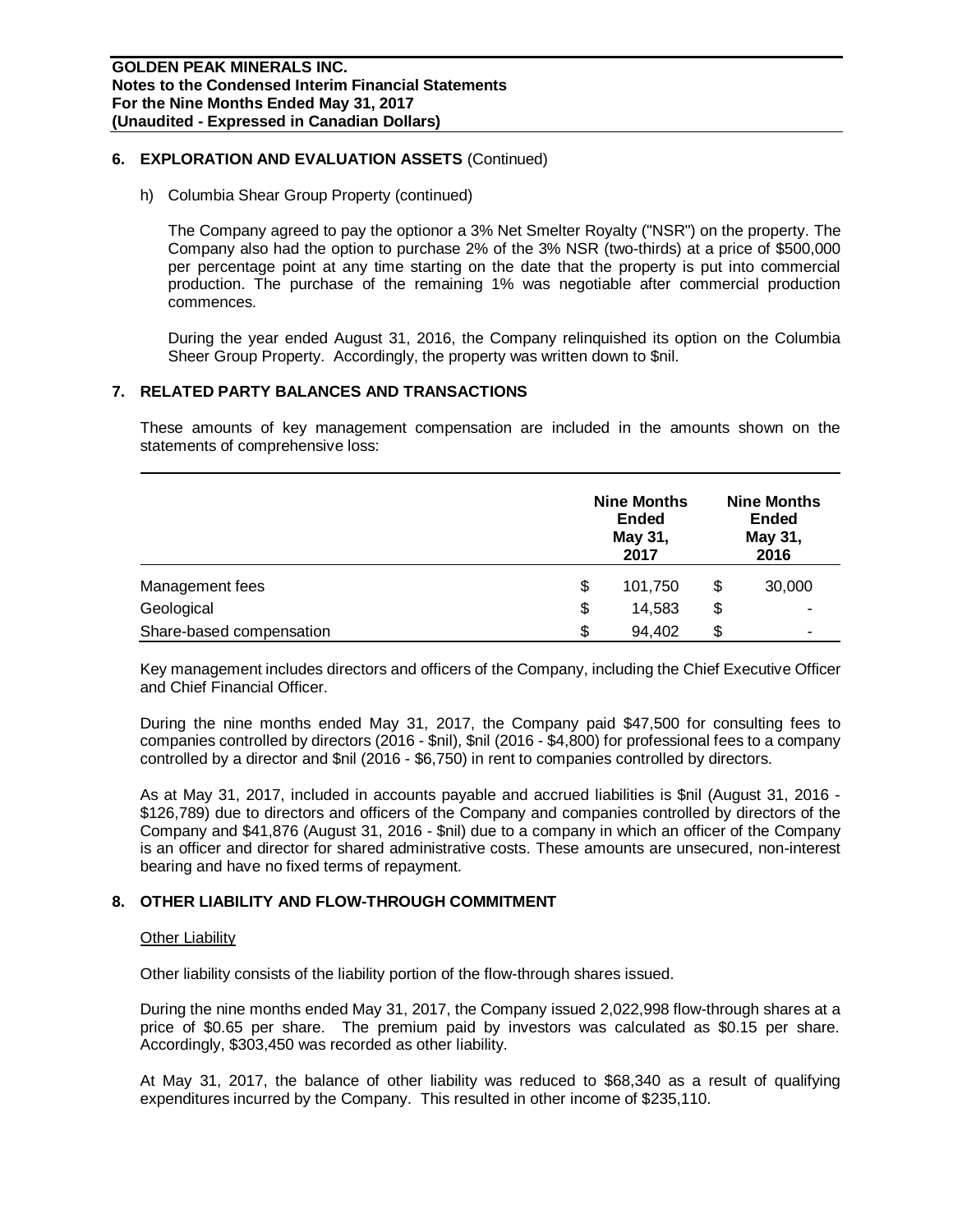## 6. EXPLORATION AND EVALUATION ASSETS (Continued)

h) Columbia Shear Group Property (continued)

The Company agreed to pay the optionor a 3% Net Smelter Royalty ("NSR") on the property. The Company also had the option to purchase 2% of the 3% NSR (two-thirds) at a price of $500,000 per percentage point at any time starting on the date that the property is put into commercial production. The purchase of the remaining 1% was negotiable after commercial production commences.

During the year ended August 31, 2016, the Company relinquished its option on the Columbia Sheer Group Property. Accordingly, the property was written down to $nil.

## 7. RELATED PARTY BALANCES AND TRANSACTIONS

These amounts of key management compensation are included in the amounts shown on the statements of comprehensive loss:

| | Nine Months Ended May 31, 2017 | Nine Months Ended May 31, 2016 |
|---|---|---|
| Management fees | $ 101,750 | $ 30,000 |
| Geological | $ 14,583 | $ - |
| Share-based compensation | $ 94,402 | $ - |

Key management includes directors and officers of the Company, including the Chief Executive Officer and Chief Financial Officer.

During the nine months ended May 31, 2017, the Company paid $47,500 for consulting fees to companies controlled by directors (2016 - $nil), $nil (2016 - $4,800) for professional fees to a company controlled by a director and $nil (2016 - $6,750) in rent to companies controlled by directors.

As at May 31, 2017, included in accounts payable and accrued liabilities is $nil (August 31, 2016 - $126,789) due to directors and officers of the Company and companies controlled by directors of the Company and $41,876 (August 31, 2016 - $nil) due to a company in which an officer of the Company is an officer and director for shared administrative costs. These amounts are unsecured, non-interest bearing and have no fixed terms of repayment.

## 8. OTHER LIABILITY AND FLOW-THROUGH COMMITMENT

Other Liability

Other liability consists of the liability portion of the flow-through shares issued.

During the nine months ended May 31, 2017, the Company issued 2,022,998 flow-through shares at a price of $0.65 per share. The premium paid by investors was calculated as $0.15 per share. Accordingly, $303,450 was recorded as other liability.

At May 31, 2017, the balance of other liability was reduced to $68,340 as a result of qualifying expenditures incurred by the Company. This resulted in other income of $235,110.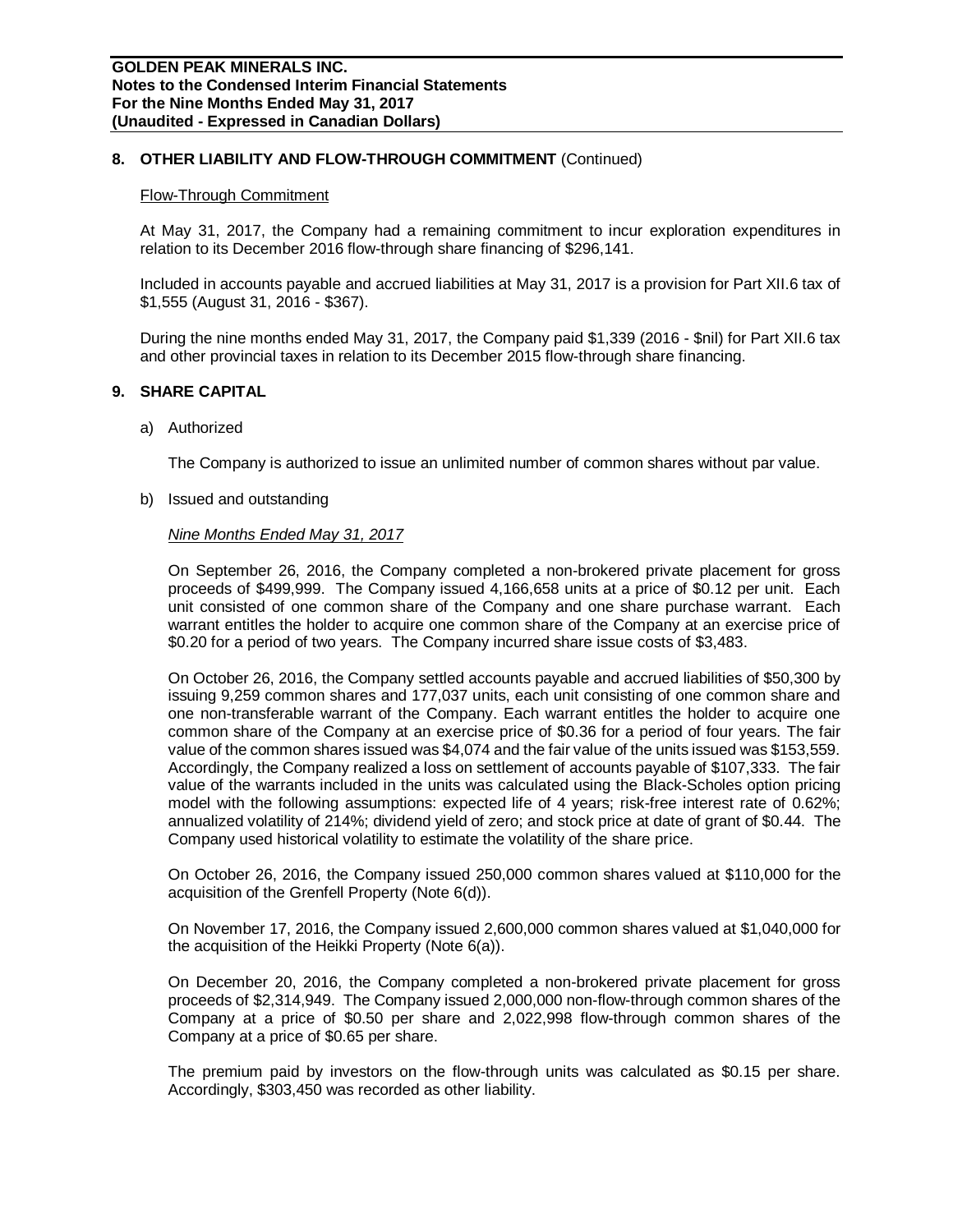## 8. OTHER LIABILITY AND FLOW-THROUGH COMMITMENT (Continued)

Flow-Through Commitment

At May 31, 2017, the Company had a remaining commitment to incur exploration expenditures in relation to its December 2016 flow-through share financing of $296,141.

Included in accounts payable and accrued liabilities at May 31, 2017 is a provision for Part XII.6 tax of $1,555 (August 31, 2016 - $367).

During the nine months ended May 31, 2017, the Company paid $1,339 (2016 - $nil) for Part XII.6 tax and other provincial taxes in relation to its December 2015 flow-through share financing.

## 9. SHARE CAPITAL

a) Authorized

The Company is authorized to issue an unlimited number of common shares without par value.

b) Issued and outstanding

*Nine Months Ended May 31, 2017*

On September 26, 2016, the Company completed a non-brokered private placement for gross proceeds of $499,999. The Company issued 4,166,658 units at a price of $0.12 per unit. Each unit consisted of one common share of the Company and one share purchase warrant. Each warrant entitles the holder to acquire one common share of the Company at an exercise price of $0.20 for a period of two years. The Company incurred share issue costs of $3,483.

On October 26, 2016, the Company settled accounts payable and accrued liabilities of $50,300 by issuing 9,259 common shares and 177,037 units, each unit consisting of one common share and one non-transferable warrant of the Company. Each warrant entitles the holder to acquire one common share of the Company at an exercise price of $0.36 for a period of four years. The fair value of the common shares issued was $4,074 and the fair value of the units issued was $153,559. Accordingly, the Company realized a loss on settlement of accounts payable of $107,333. The fair value of the warrants included in the units was calculated using the Black-Scholes option pricing model with the following assumptions: expected life of 4 years; risk-free interest rate of 0.62%; annualized volatility of 214%; dividend yield of zero; and stock price at date of grant of $0.44. The Company used historical volatility to estimate the volatility of the share price.

On October 26, 2016, the Company issued 250,000 common shares valued at $110,000 for the acquisition of the Grenfell Property (Note 6(d)).

On November 17, 2016, the Company issued 2,600,000 common shares valued at $1,040,000 for the acquisition of the Heikki Property (Note 6(a)).

On December 20, 2016, the Company completed a non-brokered private placement for gross proceeds of $2,314,949. The Company issued 2,000,000 non-flow-through common shares of the Company at a price of $0.50 per share and 2,022,998 flow-through common shares of the Company at a price of $0.65 per share.

The premium paid by investors on the flow-through units was calculated as $0.15 per share. Accordingly, $303,450 was recorded as other liability.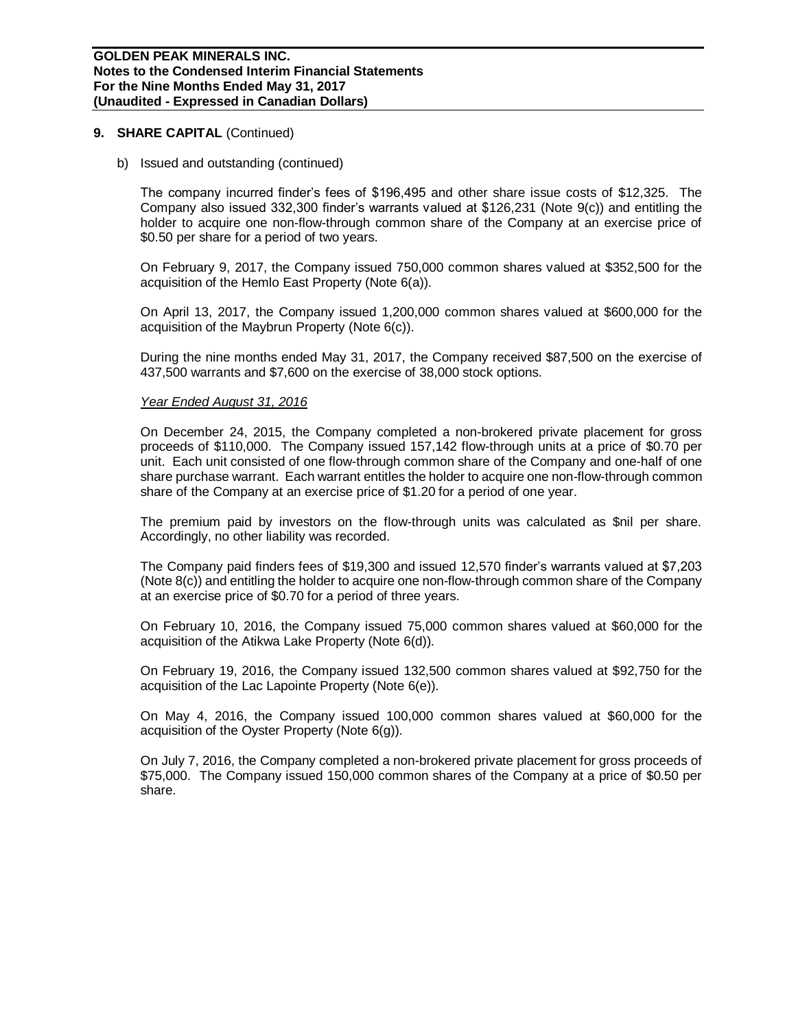## 9. SHARE CAPITAL (Continued)

b) Issued and outstanding (continued)

The company incurred finder's fees of $196,495 and other share issue costs of $12,325. The Company also issued 332,300 finder's warrants valued at $126,231 (Note 9(c)) and entitling the holder to acquire one non-flow-through common share of the Company at an exercise price of $0.50 per share for a period of two years.

On February 9, 2017, the Company issued 750,000 common shares valued at $352,500 for the acquisition of the Hemlo East Property (Note 6(a)).

On April 13, 2017, the Company issued 1,200,000 common shares valued at $600,000 for the acquisition of the Maybrun Property (Note 6(c)).

During the nine months ended May 31, 2017, the Company received $87,500 on the exercise of 437,500 warrants and $7,600 on the exercise of 38,000 stock options.

*Year Ended August 31, 2016*

On December 24, 2015, the Company completed a non-brokered private placement for gross proceeds of $110,000. The Company issued 157,142 flow-through units at a price of $0.70 per unit. Each unit consisted of one flow-through common share of the Company and one-half of one share purchase warrant. Each warrant entitles the holder to acquire one non-flow-through common share of the Company at an exercise price of $1.20 for a period of one year.

The premium paid by investors on the flow-through units was calculated as $nil per share. Accordingly, no other liability was recorded.

The Company paid finders fees of $19,300 and issued 12,570 finder's warrants valued at $7,203 (Note 8(c)) and entitling the holder to acquire one non-flow-through common share of the Company at an exercise price of $0.70 for a period of three years.

On February 10, 2016, the Company issued 75,000 common shares valued at $60,000 for the acquisition of the Atikwa Lake Property (Note 6(d)).

On February 19, 2016, the Company issued 132,500 common shares valued at $92,750 for the acquisition of the Lac Lapointe Property (Note 6(e)).

On May 4, 2016, the Company issued 100,000 common shares valued at $60,000 for the acquisition of the Oyster Property (Note 6(g)).

On July 7, 2016, the Company completed a non-brokered private placement for gross proceeds of $75,000. The Company issued 150,000 common shares of the Company at a price of $0.50 per share.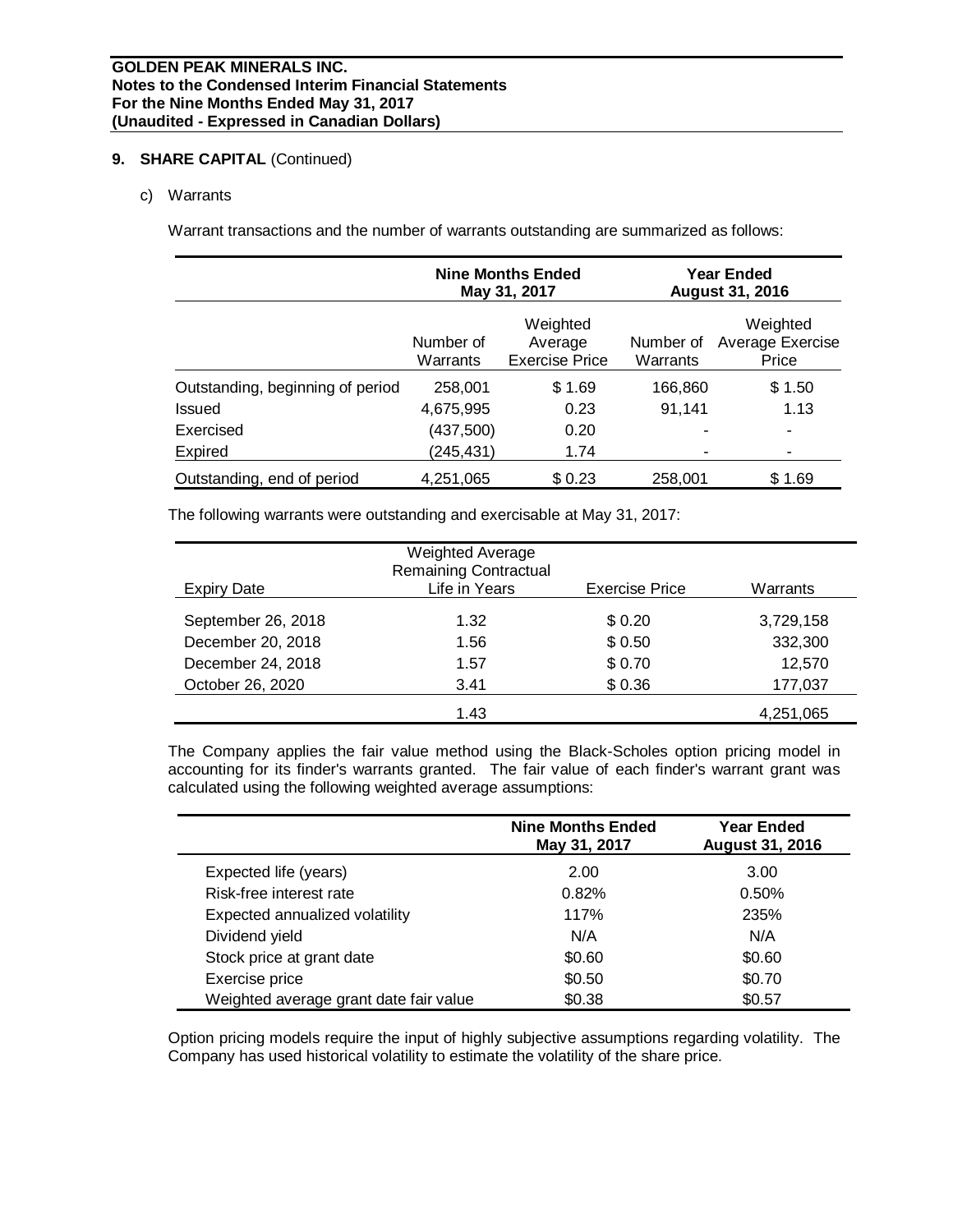## 9. SHARE CAPITAL (Continued)

c) Warrants

Warrant transactions and the number of warrants outstanding are summarized as follows:

| | Nine Months Ended May 31, 2017 | | Year Ended August 31, 2016 | |
|---|---|---|---|---|
| | Number of Warrants | Weighted Average Exercise Price | Number of Warrants | Weighted Average Exercise Price |
| Outstanding, beginning of period | 258,001 | $ 1.69 | 166,860 | $ 1.50 |
| Issued | 4,675,995 | 0.23 | 91,141 | 1.13 |
| Exercised | (437,500) | 0.20 | - | - |
| Expired | (245,431) | 1.74 | - | - |
| Outstanding, end of period | 4,251,065 | $ 0.23 | 258,001 | $ 1.69 |

The following warrants were outstanding and exercisable at May 31, 2017:

| Expiry Date | Weighted Average Remaining Contractual Life in Years | Exercise Price | Warrants |
|---|---|---|---|
| September 26, 2018 | 1.32 | $ 0.20 | 3,729,158 |
| December 20, 2018 | 1.56 | $ 0.50 | 332,300 |
| December 24, 2018 | 1.57 | $ 0.70 | 12,570 |
| October 26, 2020 | 3.41 | $ 0.36 | 177,037 |
| | 1.43 | | 4,251,065 |

The Company applies the fair value method using the Black-Scholes option pricing model in accounting for its finder's warrants granted. The fair value of each finder's warrant grant was calculated using the following weighted average assumptions:

| | Nine Months Ended May 31, 2017 | Year Ended August 31, 2016 |
|---|---|---|
| Expected life (years) | 2.00 | 3.00 |
| Risk-free interest rate | 0.82% | 0.50% |
| Expected annualized volatility | 117% | 235% |
| Dividend yield | N/A | N/A |
| Stock price at grant date | $0.60 | $0.60 |
| Exercise price | $0.50 | $0.70 |
| Weighted average grant date fair value | $0.38 | $0.57 |

Option pricing models require the input of highly subjective assumptions regarding volatility. The Company has used historical volatility to estimate the volatility of the share price.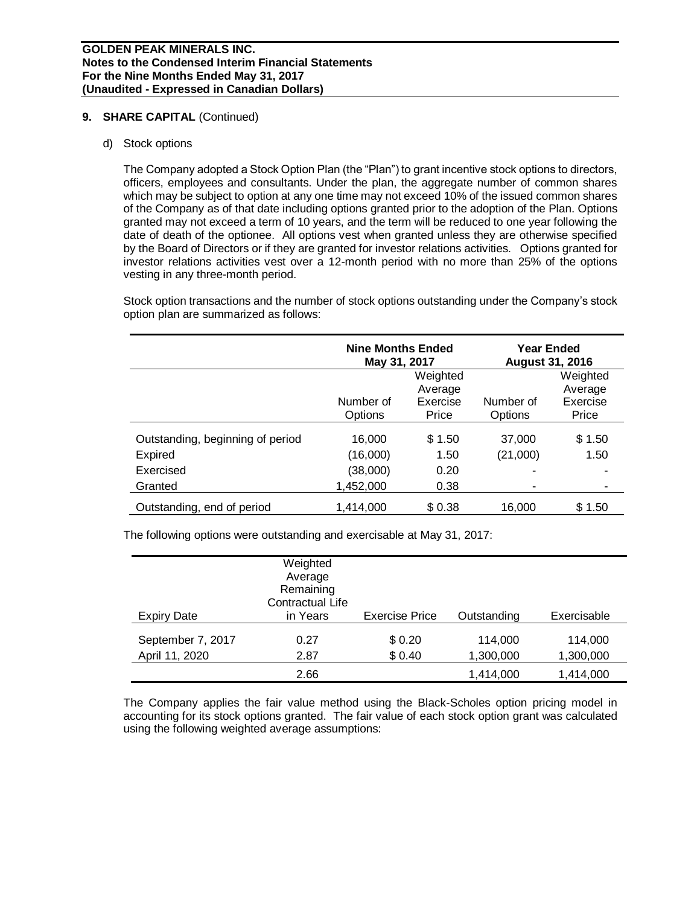## 9. SHARE CAPITAL (Continued)

d) Stock options

The Company adopted a Stock Option Plan (the "Plan") to grant incentive stock options to directors, officers, employees and consultants. Under the plan, the aggregate number of common shares which may be subject to option at any one time may not exceed 10% of the issued common shares of the Company as of that date including options granted prior to the adoption of the Plan. Options granted may not exceed a term of 10 years, and the term will be reduced to one year following the date of death of the optionee. All options vest when granted unless they are otherwise specified by the Board of Directors or if they are granted for investor relations activities. Options granted for investor relations activities vest over a 12-month period with no more than 25% of the options vesting in any three-month period.

Stock option transactions and the number of stock options outstanding under the Company's stock option plan are summarized as follows:

| | Nine Months Ended May 31, 2017 | | Year Ended August 31, 2016 | |
|---|---|---|---|---|
| | Number of Options | Weighted Average Exercise Price | Number of Options | Weighted Average Exercise Price |
| Outstanding, beginning of period | 16,000 | $ 1.50 | 37,000 | $ 1.50 |
| Expired | (16,000) | 1.50 | (21,000) | 1.50 |
| Exercised | (38,000) | 0.20 | - | - |
| Granted | 1,452,000 | 0.38 | - | - |
| Outstanding, end of period | 1,414,000 | $ 0.38 | 16,000 | $ 1.50 |

The following options were outstanding and exercisable at May 31, 2017:

| Expiry Date | Weighted Average Remaining Contractual Life in Years | Exercise Price | Outstanding | Exercisable |
|---|---|---|---|---|
| September 7, 2017 | 0.27 | $ 0.20 | 114,000 | 114,000 |
| April 11, 2020 | 2.87 | $ 0.40 | 1,300,000 | 1,300,000 |
| | 2.66 | | 1,414,000 | 1,414,000 |

The Company applies the fair value method using the Black-Scholes option pricing model in accounting for its stock options granted. The fair value of each stock option grant was calculated using the following weighted average assumptions: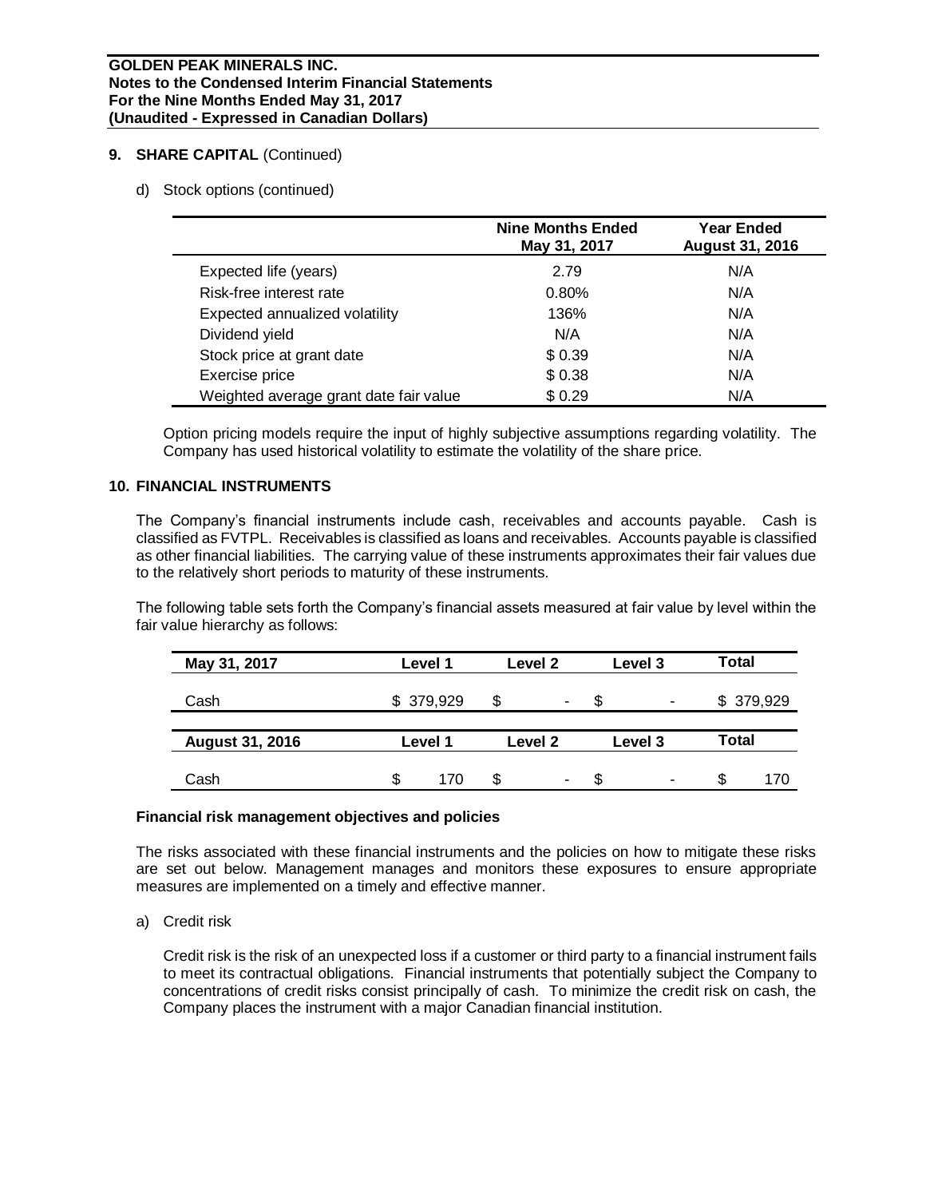**9. SHARE CAPITAL** (Continued)

d) Stock options (continued)

| | Nine Months Ended May 31, 2017 | Year Ended August 31, 2016 |
|---|---|---|
| Expected life (years) | 2.79 | N/A |
| Risk-free interest rate | 0.80% | N/A |
| Expected annualized volatility | 136% | N/A |
| Dividend yield | N/A | N/A |
| Stock price at grant date | $ 0.39 | N/A |
| Exercise price | $ 0.38 | N/A |
| Weighted average grant date fair value | $ 0.29 | N/A |

Option pricing models require the input of highly subjective assumptions regarding volatility. The Company has used historical volatility to estimate the volatility of the share price.

**10. FINANCIAL INSTRUMENTS**

The Company's financial instruments include cash, receivables and accounts payable. Cash is classified as FVTPL. Receivables is classified as loans and receivables. Accounts payable is classified as other financial liabilities. The carrying value of these instruments approximates their fair values due to the relatively short periods to maturity of these instruments.

The following table sets forth the Company's financial assets measured at fair value by level within the fair value hierarchy as follows:

| May 31, 2017 | Level 1 | Level 2 | Level 3 | Total |
|---|---|---|---|---|
| Cash | $ 379,929 | $ - | $ - | $ 379,929 |

| August 31, 2016 | Level 1 | Level 2 | Level 3 | Total |
|---|---|---|---|---|
| Cash | $ 170 | $ - | $ - | $ 170 |

**Financial risk management objectives and policies**

The risks associated with these financial instruments and the policies on how to mitigate these risks are set out below. Management manages and monitors these exposures to ensure appropriate measures are implemented on a timely and effective manner.

a) Credit risk

Credit risk is the risk of an unexpected loss if a customer or third party to a financial instrument fails to meet its contractual obligations. Financial instruments that potentially subject the Company to concentrations of credit risks consist principally of cash. To minimize the credit risk on cash, the Company places the instrument with a major Canadian financial institution.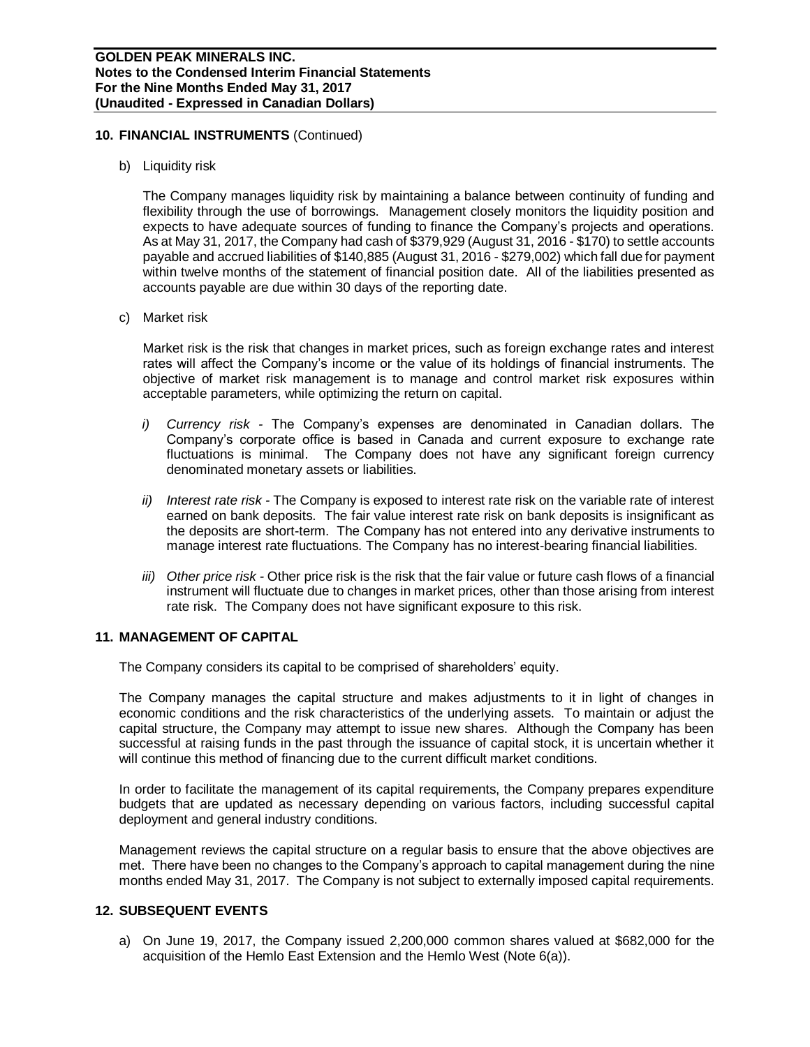## 10. FINANCIAL INSTRUMENTS (Continued)

b) Liquidity risk

The Company manages liquidity risk by maintaining a balance between continuity of funding and flexibility through the use of borrowings. Management closely monitors the liquidity position and expects to have adequate sources of funding to finance the Company's projects and operations. As at May 31, 2017, the Company had cash of $379,929 (August 31, 2016 - $170) to settle accounts payable and accrued liabilities of $140,885 (August 31, 2016 - $279,002) which fall due for payment within twelve months of the statement of financial position date. All of the liabilities presented as accounts payable are due within 30 days of the reporting date.

c) Market risk

Market risk is the risk that changes in market prices, such as foreign exchange rates and interest rates will affect the Company's income or the value of its holdings of financial instruments. The objective of market risk management is to manage and control market risk exposures within acceptable parameters, while optimizing the return on capital.

*i) Currency risk* - The Company's expenses are denominated in Canadian dollars. The Company's corporate office is based in Canada and current exposure to exchange rate fluctuations is minimal. The Company does not have any significant foreign currency denominated monetary assets or liabilities.

*ii) Interest rate risk* - The Company is exposed to interest rate risk on the variable rate of interest earned on bank deposits. The fair value interest rate risk on bank deposits is insignificant as the deposits are short-term. The Company has not entered into any derivative instruments to manage interest rate fluctuations. The Company has no interest-bearing financial liabilities.

*iii) Other price risk* - Other price risk is the risk that the fair value or future cash flows of a financial instrument will fluctuate due to changes in market prices, other than those arising from interest rate risk. The Company does not have significant exposure to this risk.

## 11. MANAGEMENT OF CAPITAL

The Company considers its capital to be comprised of shareholders' equity.

The Company manages the capital structure and makes adjustments to it in light of changes in economic conditions and the risk characteristics of the underlying assets. To maintain or adjust the capital structure, the Company may attempt to issue new shares. Although the Company has been successful at raising funds in the past through the issuance of capital stock, it is uncertain whether it will continue this method of financing due to the current difficult market conditions.

In order to facilitate the management of its capital requirements, the Company prepares expenditure budgets that are updated as necessary depending on various factors, including successful capital deployment and general industry conditions.

Management reviews the capital structure on a regular basis to ensure that the above objectives are met. There have been no changes to the Company's approach to capital management during the nine months ended May 31, 2017. The Company is not subject to externally imposed capital requirements.

## 12. SUBSEQUENT EVENTS

a) On June 19, 2017, the Company issued 2,200,000 common shares valued at $682,000 for the acquisition of the Hemlo East Extension and the Hemlo West (Note 6(a)).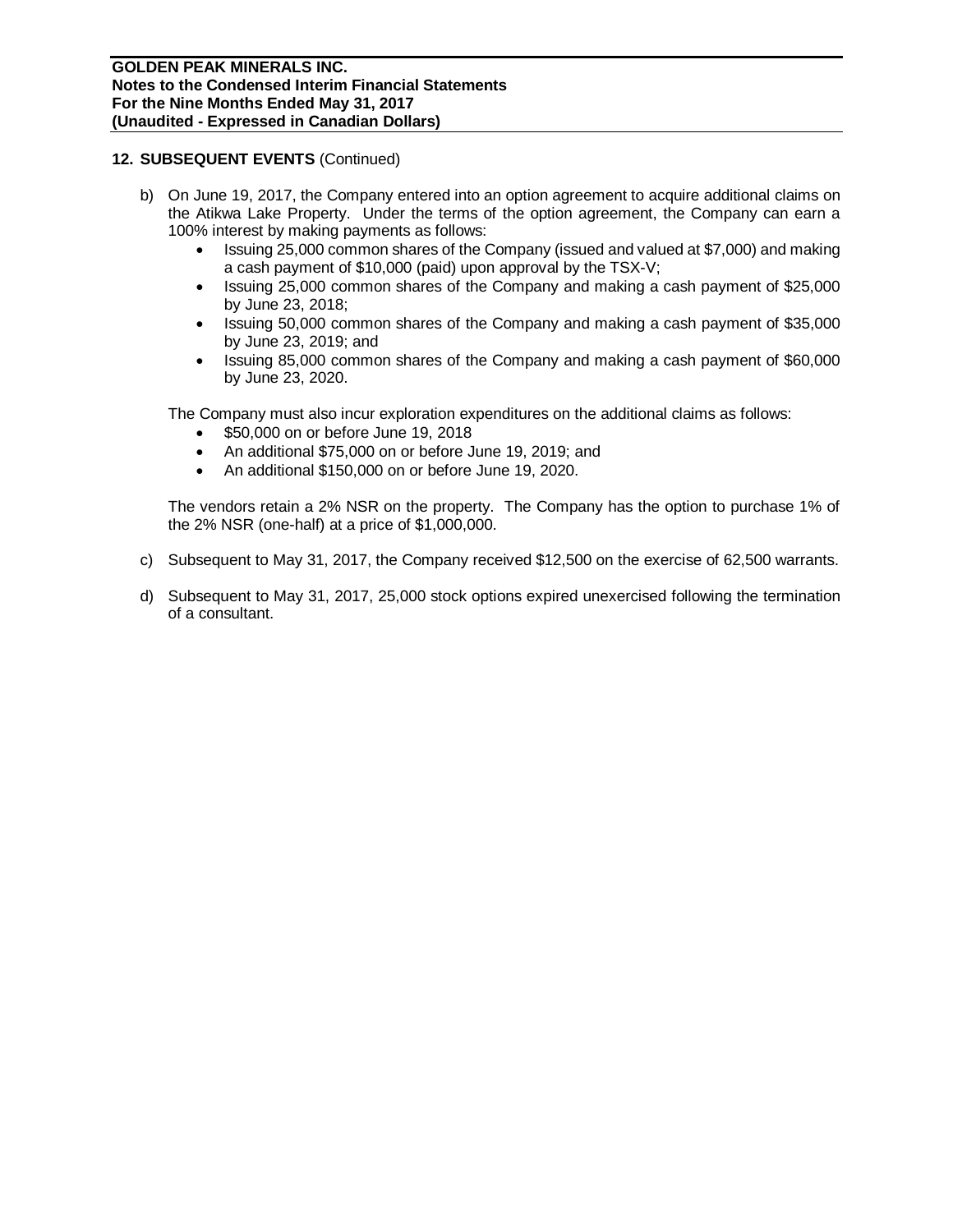## 12. SUBSEQUENT EVENTS (Continued)

b) On June 19, 2017, the Company entered into an option agreement to acquire additional claims on the Atikwa Lake Property. Under the terms of the option agreement, the Company can earn a 100% interest by making payments as follows:

- Issuing 25,000 common shares of the Company (issued and valued at $7,000) and making a cash payment of $10,000 (paid) upon approval by the TSX-V;
- Issuing 25,000 common shares of the Company and making a cash payment of $25,000 by June 23, 2018;
- Issuing 50,000 common shares of the Company and making a cash payment of $35,000 by June 23, 2019; and
- Issuing 85,000 common shares of the Company and making a cash payment of $60,000 by June 23, 2020.

The Company must also incur exploration expenditures on the additional claims as follows:

- $50,000 on or before June 19, 2018
- An additional $75,000 on or before June 19, 2019; and
- An additional $150,000 on or before June 19, 2020.

The vendors retain a 2% NSR on the property. The Company has the option to purchase 1% of the 2% NSR (one-half) at a price of $1,000,000.

c) Subsequent to May 31, 2017, the Company received $12,500 on the exercise of 62,500 warrants.

d) Subsequent to May 31, 2017, 25,000 stock options expired unexercised following the termination of a consultant.